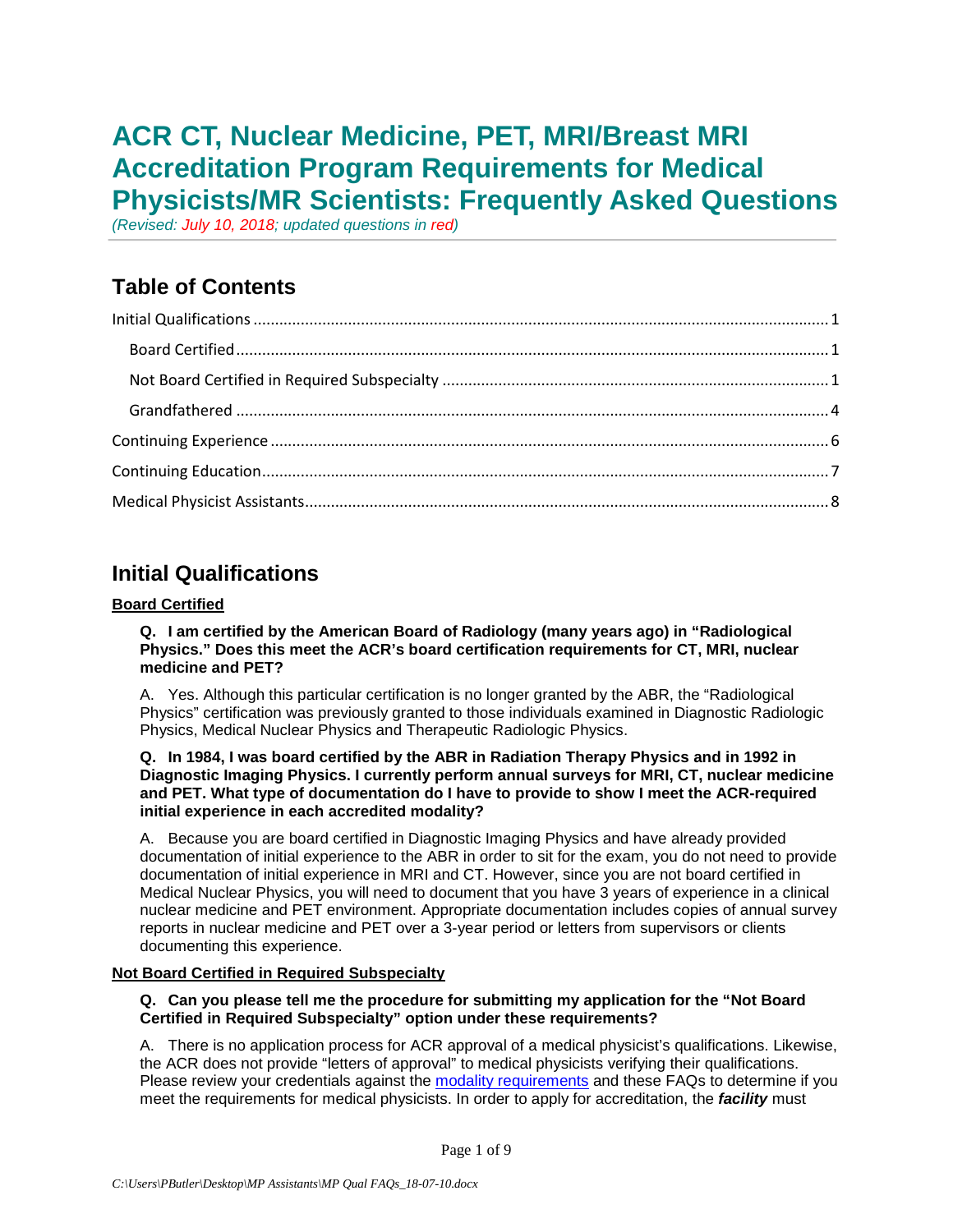# ACR CT, Nuclear Medicine, PET, MRI/Breast MRI Accreditation Program Requirements for Medical Physicists/MR Scientists: Frequently Asked Questions

*(Revised: July 10, 2018; updated questions in red)*

## Table of Contents

- Initial Qualifications ... 1
  - Board Certified ... 1
  - Not Board Certified in Required Subspecialty ... 1
  - Grandfathered ... 4
- Continuing Experience ... 6
- Continuing Education ... 7
- Medical Physicist Assistants ... 8

## Initial Qualifications

### Board Certified

**Q. I am certified by the American Board of Radiology (many years ago) in "Radiological Physics." Does this meet the ACR's board certification requirements for CT, MRI, nuclear medicine and PET?**

A. Yes. Although this particular certification is no longer granted by the ABR, the "Radiological Physics" certification was previously granted to those individuals examined in Diagnostic Radiologic Physics, Medical Nuclear Physics and Therapeutic Radiologic Physics.

**Q. In 1984, I was board certified by the ABR in Radiation Therapy Physics and in 1992 in Diagnostic Imaging Physics. I currently perform annual surveys for MRI, CT, nuclear medicine and PET. What type of documentation do I have to provide to show I meet the ACR-required initial experience in each accredited modality?**

A. Because you are board certified in Diagnostic Imaging Physics and have already provided documentation of initial experience to the ABR in order to sit for the exam, you do not need to provide documentation of initial experience in MRI and CT. However, since you are not board certified in Medical Nuclear Physics, you will need to document that you have 3 years of experience in a clinical nuclear medicine and PET environment. Appropriate documentation includes copies of annual survey reports in nuclear medicine and PET over a 3-year period or letters from supervisors or clients documenting this experience.

### Not Board Certified in Required Subspecialty

**Q. Can you please tell me the procedure for submitting my application for the "Not Board Certified in Required Subspecialty" option under these requirements?**

A. There is no application process for ACR approval of a medical physicist's qualifications. Likewise, the ACR does not provide "letters of approval" to medical physicists verifying their qualifications. Please review your credentials against the modality requirements and these FAQs to determine if you meet the requirements for medical physicists. In order to apply for accreditation, the ***facility*** must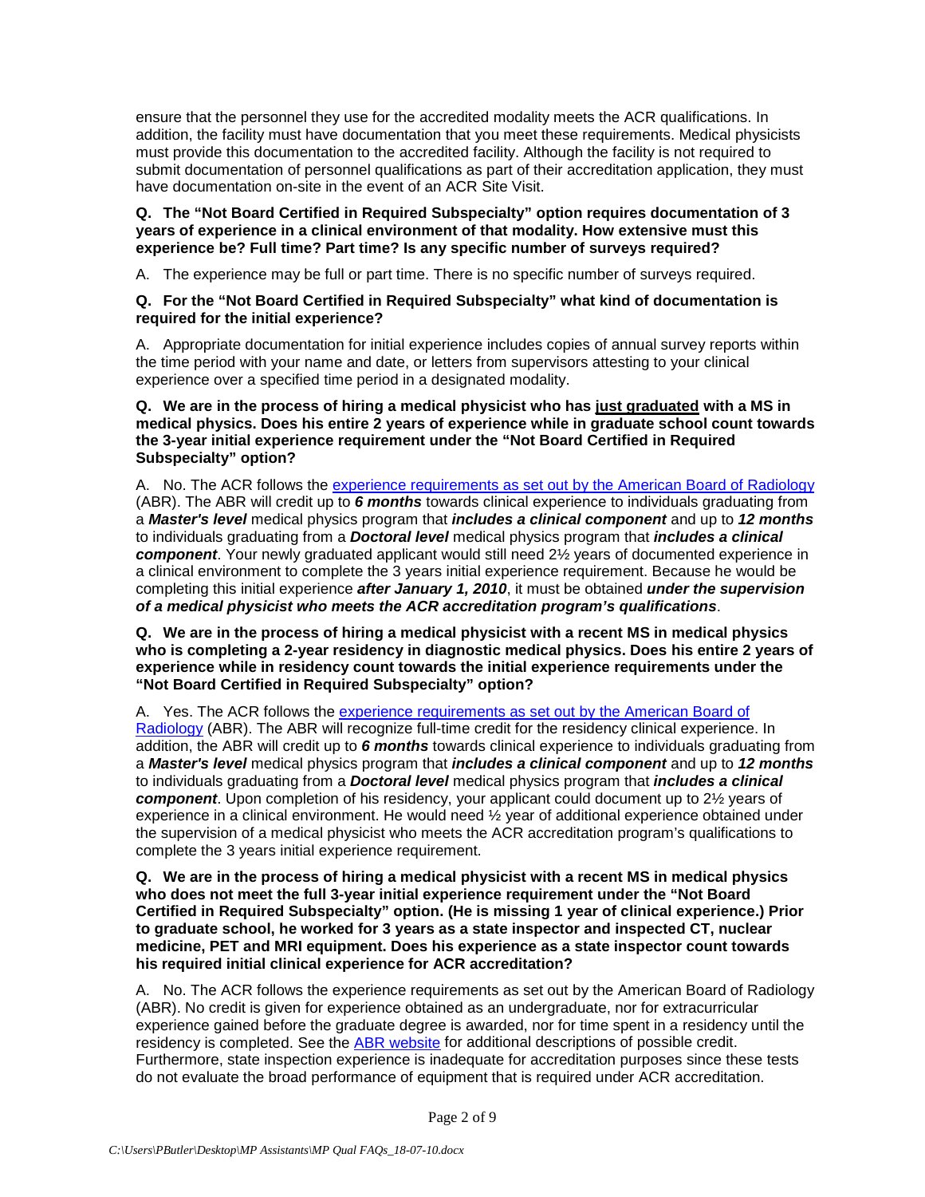ensure that the personnel they use for the accredited modality meets the ACR qualifications. In addition, the facility must have documentation that you meet these requirements. Medical physicists must provide this documentation to the accredited facility. Although the facility is not required to submit documentation of personnel qualifications as part of their accreditation application, they must have documentation on-site in the event of an ACR Site Visit.

**Q. The "Not Board Certified in Required Subspecialty" option requires documentation of 3 years of experience in a clinical environment of that modality. How extensive must this experience be? Full time? Part time? Is any specific number of surveys required?**

A. The experience may be full or part time. There is no specific number of surveys required.

**Q. For the "Not Board Certified in Required Subspecialty" what kind of documentation is required for the initial experience?**

A. Appropriate documentation for initial experience includes copies of annual survey reports within the time period with your name and date, or letters from supervisors attesting to your clinical experience over a specified time period in a designated modality.

**Q. We are in the process of hiring a medical physicist who has <u>just graduated</u> with a MS in medical physics. Does his entire 2 years of experience while in graduate school count towards the 3-year initial experience requirement under the "Not Board Certified in Required Subspecialty" option?**

A. No. The ACR follows the experience requirements as set out by the American Board of Radiology (ABR). The ABR will credit up to ***6 months*** towards clinical experience to individuals graduating from a ***Master's level*** medical physics program that ***includes a clinical component*** and up to ***12 months*** to individuals graduating from a ***Doctoral level*** medical physics program that ***includes a clinical component***. Your newly graduated applicant would still need 2½ years of documented experience in a clinical environment to complete the 3 years initial experience requirement. Because he would be completing this initial experience ***after January 1, 2010***, it must be obtained ***under the supervision of a medical physicist who meets the ACR accreditation program's qualifications***.

**Q. We are in the process of hiring a medical physicist with a recent MS in medical physics who is completing a 2-year residency in diagnostic medical physics. Does his entire 2 years of experience while in residency count towards the initial experience requirements under the "Not Board Certified in Required Subspecialty" option?**

A. Yes. The ACR follows the experience requirements as set out by the American Board of Radiology (ABR). The ABR will recognize full-time credit for the residency clinical experience. In addition, the ABR will credit up to ***6 months*** towards clinical experience to individuals graduating from a ***Master's level*** medical physics program that ***includes a clinical component*** and up to ***12 months*** to individuals graduating from a ***Doctoral level*** medical physics program that ***includes a clinical component***. Upon completion of his residency, your applicant could document up to 2½ years of experience in a clinical environment. He would need ½ year of additional experience obtained under the supervision of a medical physicist who meets the ACR accreditation program's qualifications to complete the 3 years initial experience requirement.

**Q. We are in the process of hiring a medical physicist with a recent MS in medical physics who does not meet the full 3-year initial experience requirement under the "Not Board Certified in Required Subspecialty" option. (He is missing 1 year of clinical experience.) Prior to graduate school, he worked for 3 years as a state inspector and inspected CT, nuclear medicine, PET and MRI equipment. Does his experience as a state inspector count towards his required initial clinical experience for ACR accreditation?**

A. No. The ACR follows the experience requirements as set out by the American Board of Radiology (ABR). No credit is given for experience obtained as an undergraduate, nor for extracurricular experience gained before the graduate degree is awarded, nor for time spent in a residency until the residency is completed. See the ABR website for additional descriptions of possible credit. Furthermore, state inspection experience is inadequate for accreditation purposes since these tests do not evaluate the broad performance of equipment that is required under ACR accreditation.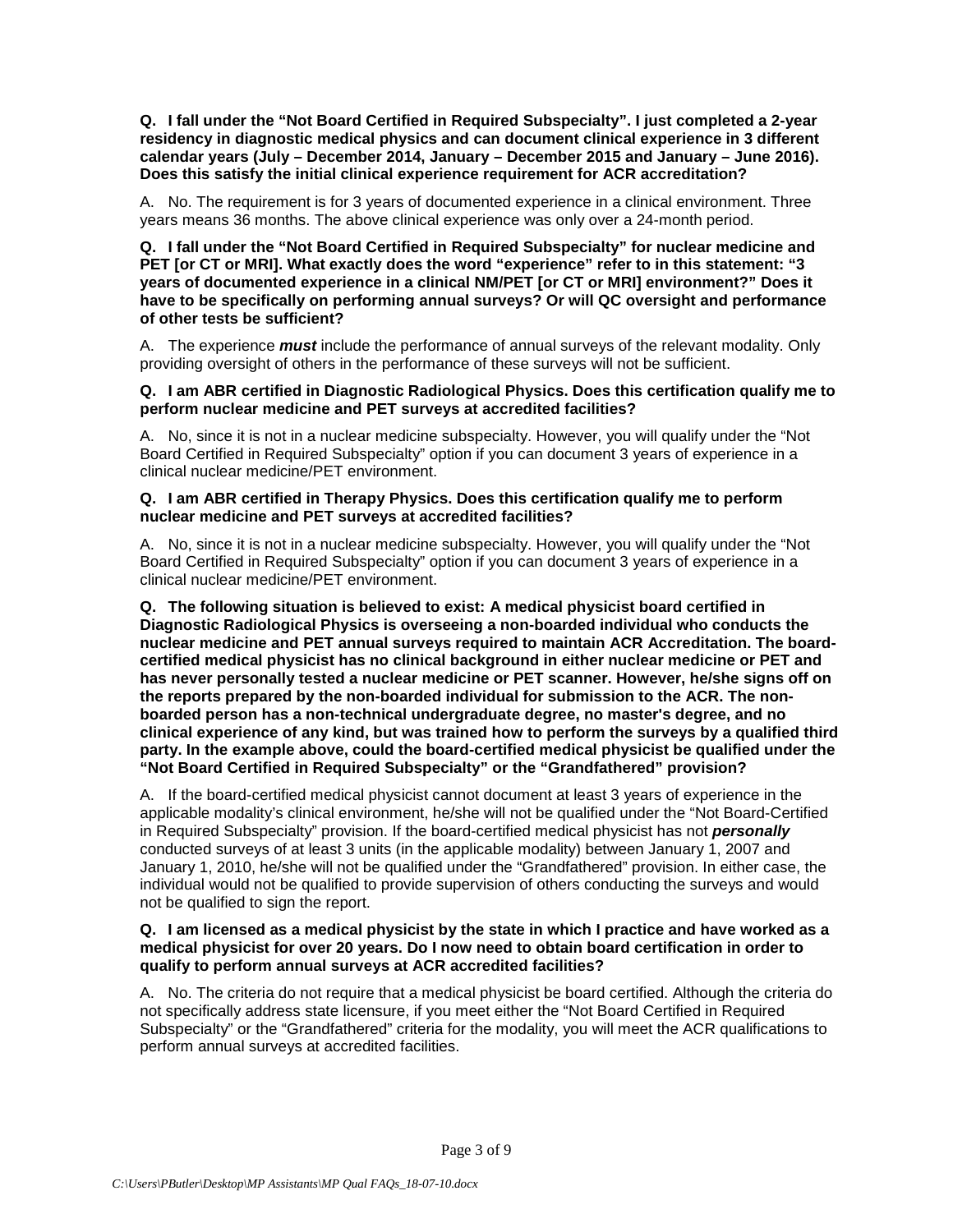**Q. I fall under the "Not Board Certified in Required Subspecialty". I just completed a 2-year residency in diagnostic medical physics and can document clinical experience in 3 different calendar years (July – December 2014, January – December 2015 and January – June 2016). Does this satisfy the initial clinical experience requirement for ACR accreditation?**

A. No. The requirement is for 3 years of documented experience in a clinical environment. Three years means 36 months. The above clinical experience was only over a 24-month period.

**Q. I fall under the "Not Board Certified in Required Subspecialty" for nuclear medicine and PET [or CT or MRI]. What exactly does the word "experience" refer to in this statement: "3 years of documented experience in a clinical NM/PET [or CT or MRI] environment?" Does it have to be specifically on performing annual surveys? Or will QC oversight and performance of other tests be sufficient?**

A. The experience ***must*** include the performance of annual surveys of the relevant modality. Only providing oversight of others in the performance of these surveys will not be sufficient.

**Q. I am ABR certified in Diagnostic Radiological Physics. Does this certification qualify me to perform nuclear medicine and PET surveys at accredited facilities?**

A. No, since it is not in a nuclear medicine subspecialty. However, you will qualify under the "Not Board Certified in Required Subspecialty" option if you can document 3 years of experience in a clinical nuclear medicine/PET environment.

**Q. I am ABR certified in Therapy Physics. Does this certification qualify me to perform nuclear medicine and PET surveys at accredited facilities?**

A. No, since it is not in a nuclear medicine subspecialty. However, you will qualify under the "Not Board Certified in Required Subspecialty" option if you can document 3 years of experience in a clinical nuclear medicine/PET environment.

**Q. The following situation is believed to exist: A medical physicist board certified in Diagnostic Radiological Physics is overseeing a non-boarded individual who conducts the nuclear medicine and PET annual surveys required to maintain ACR Accreditation. The board-certified medical physicist has no clinical background in either nuclear medicine or PET and has never personally tested a nuclear medicine or PET scanner. However, he/she signs off on the reports prepared by the non-boarded individual for submission to the ACR. The non-boarded person has a non-technical undergraduate degree, no master's degree, and no clinical experience of any kind, but was trained how to perform the surveys by a qualified third party. In the example above, could the board-certified medical physicist be qualified under the "Not Board Certified in Required Subspecialty" or the "Grandfathered" provision?**

A. If the board-certified medical physicist cannot document at least 3 years of experience in the applicable modality's clinical environment, he/she will not be qualified under the "Not Board-Certified in Required Subspecialty" provision. If the board-certified medical physicist has not ***personally*** conducted surveys of at least 3 units (in the applicable modality) between January 1, 2007 and January 1, 2010, he/she will not be qualified under the "Grandfathered" provision. In either case, the individual would not be qualified to provide supervision of others conducting the surveys and would not be qualified to sign the report.

**Q. I am licensed as a medical physicist by the state in which I practice and have worked as a medical physicist for over 20 years. Do I now need to obtain board certification in order to qualify to perform annual surveys at ACR accredited facilities?**

A. No. The criteria do not require that a medical physicist be board certified. Although the criteria do not specifically address state licensure, if you meet either the "Not Board Certified in Required Subspecialty" or the "Grandfathered" criteria for the modality, you will meet the ACR qualifications to perform annual surveys at accredited facilities.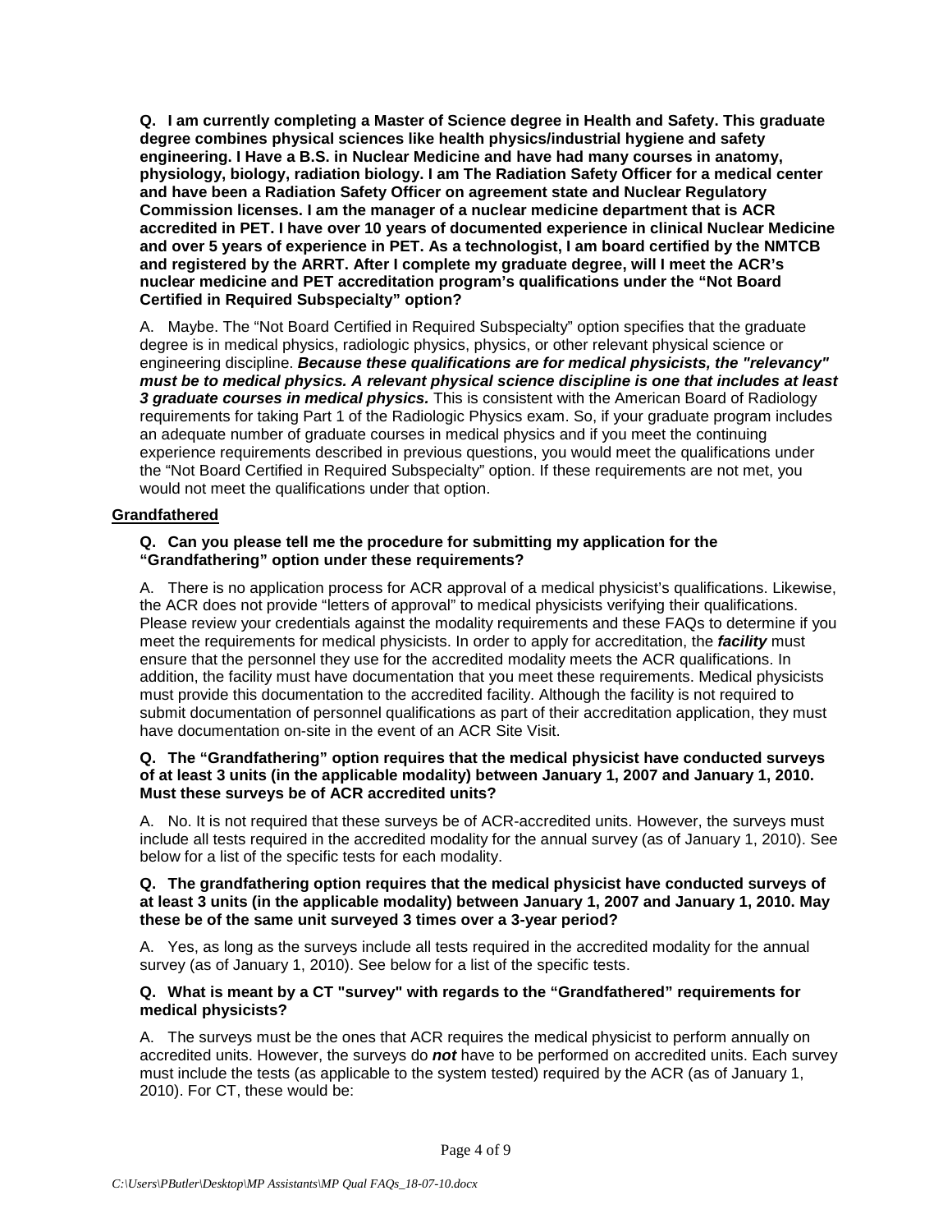**Q. I am currently completing a Master of Science degree in Health and Safety. This graduate degree combines physical sciences like health physics/industrial hygiene and safety engineering. I Have a B.S. in Nuclear Medicine and have had many courses in anatomy, physiology, biology, radiation biology. I am The Radiation Safety Officer for a medical center and have been a Radiation Safety Officer on agreement state and Nuclear Regulatory Commission licenses. I am the manager of a nuclear medicine department that is ACR accredited in PET. I have over 10 years of documented experience in clinical Nuclear Medicine and over 5 years of experience in PET. As a technologist, I am board certified by the NMTCB and registered by the ARRT. After I complete my graduate degree, will I meet the ACR's nuclear medicine and PET accreditation program's qualifications under the "Not Board Certified in Required Subspecialty" option?**

A. Maybe. The "Not Board Certified in Required Subspecialty" option specifies that the graduate degree is in medical physics, radiologic physics, physics, or other relevant physical science or engineering discipline. ***Because these qualifications are for medical physicists, the "relevancy" must be to medical physics. A relevant physical science discipline is one that includes at least 3 graduate courses in medical physics.*** This is consistent with the American Board of Radiology requirements for taking Part 1 of the Radiologic Physics exam. So, if your graduate program includes an adequate number of graduate courses in medical physics and if you meet the continuing experience requirements described in previous questions, you would meet the qualifications under the "Not Board Certified in Required Subspecialty" option. If these requirements are not met, you would not meet the qualifications under that option.

## Grandfathered

**Q. Can you please tell me the procedure for submitting my application for the "Grandfathering" option under these requirements?**

A. There is no application process for ACR approval of a medical physicist's qualifications. Likewise, the ACR does not provide "letters of approval" to medical physicists verifying their qualifications. Please review your credentials against the modality requirements and these FAQs to determine if you meet the requirements for medical physicists. In order to apply for accreditation, the ***facility*** must ensure that the personnel they use for the accredited modality meets the ACR qualifications. In addition, the facility must have documentation that you meet these requirements. Medical physicists must provide this documentation to the accredited facility. Although the facility is not required to submit documentation of personnel qualifications as part of their accreditation application, they must have documentation on-site in the event of an ACR Site Visit.

**Q. The "Grandfathering" option requires that the medical physicist have conducted surveys of at least 3 units (in the applicable modality) between January 1, 2007 and January 1, 2010. Must these surveys be of ACR accredited units?**

A. No. It is not required that these surveys be of ACR-accredited units. However, the surveys must include all tests required in the accredited modality for the annual survey (as of January 1, 2010). See below for a list of the specific tests for each modality.

**Q. The grandfathering option requires that the medical physicist have conducted surveys of at least 3 units (in the applicable modality) between January 1, 2007 and January 1, 2010. May these be of the same unit surveyed 3 times over a 3-year period?**

A. Yes, as long as the surveys include all tests required in the accredited modality for the annual survey (as of January 1, 2010). See below for a list of the specific tests.

**Q. What is meant by a CT "survey" with regards to the "Grandfathered" requirements for medical physicists?**

A. The surveys must be the ones that ACR requires the medical physicist to perform annually on accredited units. However, the surveys do ***not*** have to be performed on accredited units. Each survey must include the tests (as applicable to the system tested) required by the ACR (as of January 1, 2010). For CT, these would be: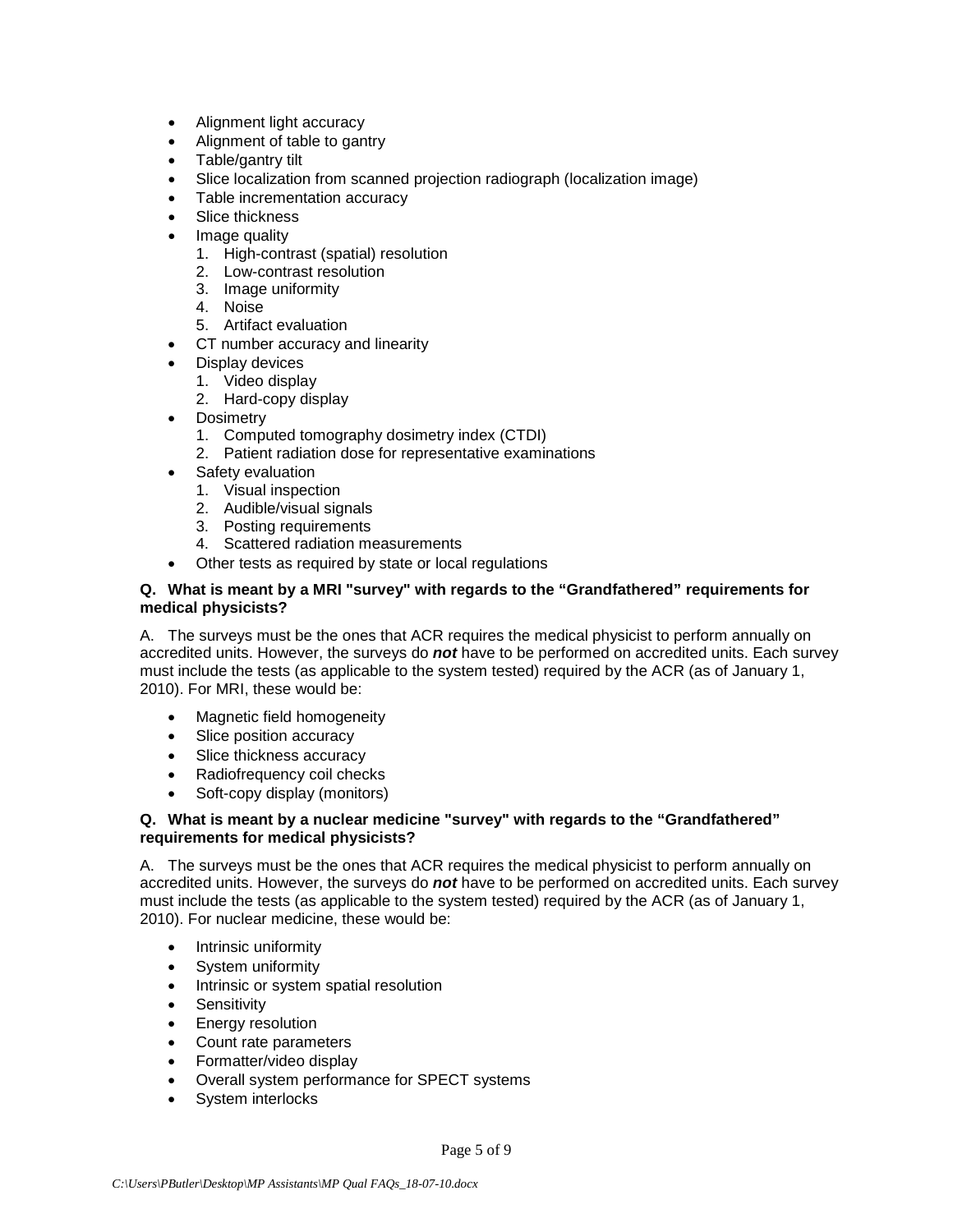- Alignment light accuracy
- Alignment of table to gantry
- Table/gantry tilt
- Slice localization from scanned projection radiograph (localization image)
- Table incrementation accuracy
- Slice thickness
- Image quality
  1. High-contrast (spatial) resolution
  2. Low-contrast resolution
  3. Image uniformity
  4. Noise
  5. Artifact evaluation
- CT number accuracy and linearity
- Display devices
  1. Video display
  2. Hard-copy display
- Dosimetry
  1. Computed tomography dosimetry index (CTDI)
  2. Patient radiation dose for representative examinations
- Safety evaluation
  1. Visual inspection
  2. Audible/visual signals
  3. Posting requirements
  4. Scattered radiation measurements
- Other tests as required by state or local regulations

**Q. What is meant by a MRI "survey" with regards to the “Grandfathered” requirements for medical physicists?**

A. The surveys must be the ones that ACR requires the medical physicist to perform annually on accredited units. However, the surveys do ***not*** have to be performed on accredited units. Each survey must include the tests (as applicable to the system tested) required by the ACR (as of January 1, 2010). For MRI, these would be:

- Magnetic field homogeneity
- Slice position accuracy
- Slice thickness accuracy
- Radiofrequency coil checks
- Soft-copy display (monitors)

**Q. What is meant by a nuclear medicine "survey" with regards to the “Grandfathered” requirements for medical physicists?**

A. The surveys must be the ones that ACR requires the medical physicist to perform annually on accredited units. However, the surveys do ***not*** have to be performed on accredited units. Each survey must include the tests (as applicable to the system tested) required by the ACR (as of January 1, 2010). For nuclear medicine, these would be:

- Intrinsic uniformity
- System uniformity
- Intrinsic or system spatial resolution
- Sensitivity
- Energy resolution
- Count rate parameters
- Formatter/video display
- Overall system performance for SPECT systems
- System interlocks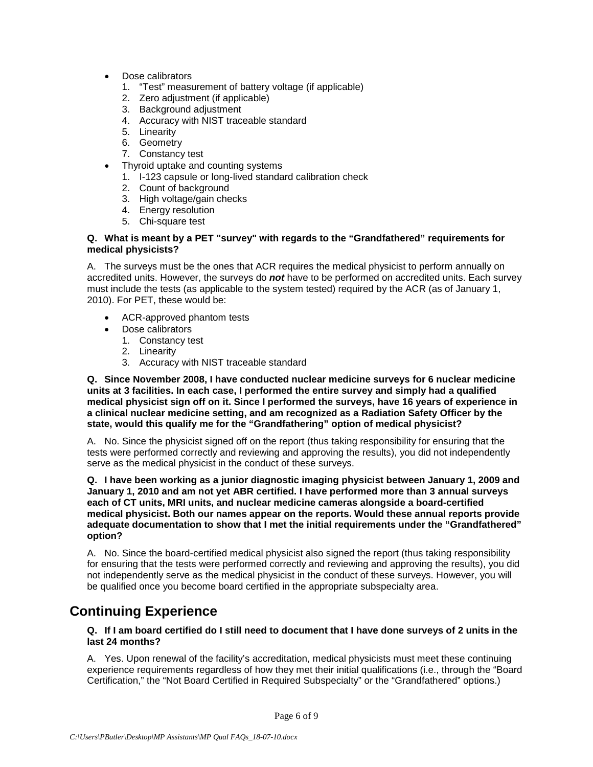- Dose calibrators
  1. "Test" measurement of battery voltage (if applicable)
  2. Zero adjustment (if applicable)
  3. Background adjustment
  4. Accuracy with NIST traceable standard
  5. Linearity
  6. Geometry
  7. Constancy test
- Thyroid uptake and counting systems
  1. I-123 capsule or long-lived standard calibration check
  2. Count of background
  3. High voltage/gain checks
  4. Energy resolution
  5. Chi-square test

**Q. What is meant by a PET "survey" with regards to the "Grandfathered" requirements for medical physicists?**

A. The surveys must be the ones that ACR requires the medical physicist to perform annually on accredited units. However, the surveys do ***not*** have to be performed on accredited units. Each survey must include the tests (as applicable to the system tested) required by the ACR (as of January 1, 2010). For PET, these would be:

- ACR-approved phantom tests
- Dose calibrators
  1. Constancy test
  2. Linearity
  3. Accuracy with NIST traceable standard

**Q. Since November 2008, I have conducted nuclear medicine surveys for 6 nuclear medicine units at 3 facilities. In each case, I performed the entire survey and simply had a qualified medical physicist sign off on it. Since I performed the surveys, have 16 years of experience in a clinical nuclear medicine setting, and am recognized as a Radiation Safety Officer by the state, would this qualify me for the "Grandfathering" option of medical physicist?**

A. No. Since the physicist signed off on the report (thus taking responsibility for ensuring that the tests were performed correctly and reviewing and approving the results), you did not independently serve as the medical physicist in the conduct of these surveys.

**Q. I have been working as a junior diagnostic imaging physicist between January 1, 2009 and January 1, 2010 and am not yet ABR certified. I have performed more than 3 annual surveys each of CT units, MRI units, and nuclear medicine cameras alongside a board-certified medical physicist. Both our names appear on the reports. Would these annual reports provide adequate documentation to show that I met the initial requirements under the "Grandfathered" option?**

A. No. Since the board-certified medical physicist also signed the report (thus taking responsibility for ensuring that the tests were performed correctly and reviewing and approving the results), you did not independently serve as the medical physicist in the conduct of these surveys. However, you will be qualified once you become board certified in the appropriate subspecialty area.

## Continuing Experience

**Q. If I am board certified do I still need to document that I have done surveys of 2 units in the last 24 months?**

A. Yes. Upon renewal of the facility's accreditation, medical physicists must meet these continuing experience requirements regardless of how they met their initial qualifications (i.e., through the "Board Certification," the "Not Board Certified in Required Subspecialty" or the "Grandfathered" options.)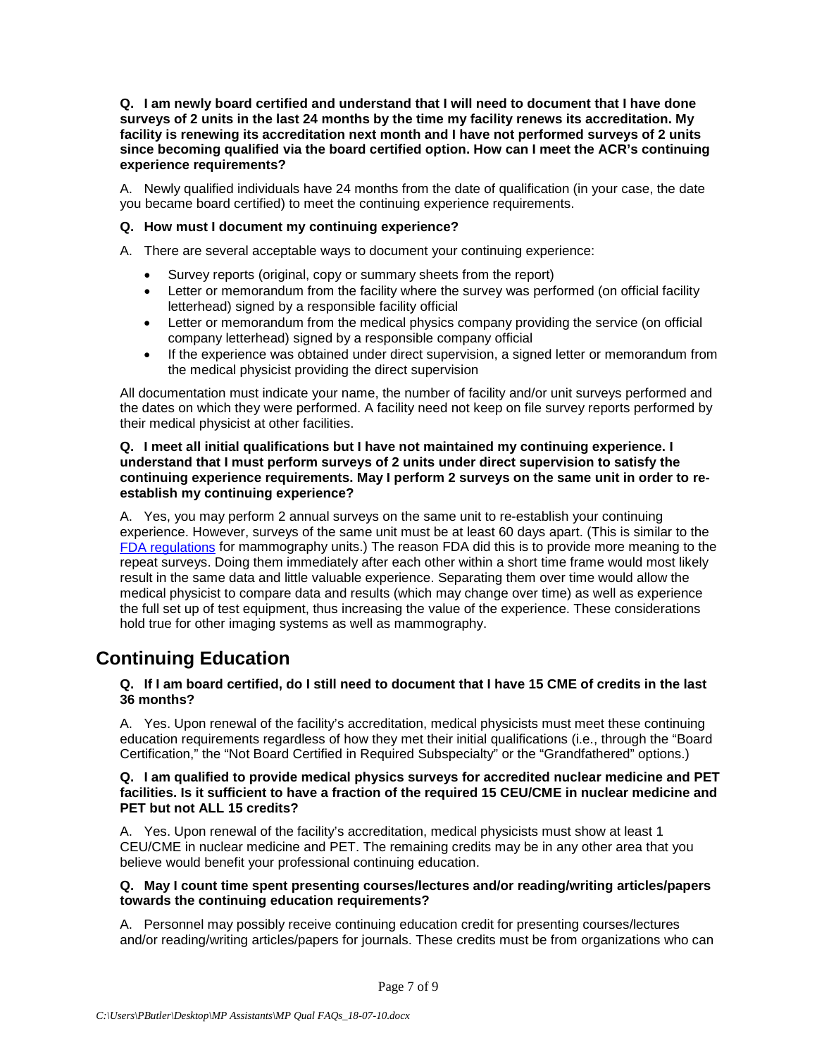**Q. I am newly board certified and understand that I will need to document that I have done surveys of 2 units in the last 24 months by the time my facility renews its accreditation. My facility is renewing its accreditation next month and I have not performed surveys of 2 units since becoming qualified via the board certified option. How can I meet the ACR's continuing experience requirements?**

A. Newly qualified individuals have 24 months from the date of qualification (in your case, the date you became board certified) to meet the continuing experience requirements.

**Q. How must I document my continuing experience?**

A. There are several acceptable ways to document your continuing experience:

- Survey reports (original, copy or summary sheets from the report)
- Letter or memorandum from the facility where the survey was performed (on official facility letterhead) signed by a responsible facility official
- Letter or memorandum from the medical physics company providing the service (on official company letterhead) signed by a responsible company official
- If the experience was obtained under direct supervision, a signed letter or memorandum from the medical physicist providing the direct supervision

All documentation must indicate your name, the number of facility and/or unit surveys performed and the dates on which they were performed. A facility need not keep on file survey reports performed by their medical physicist at other facilities.

**Q. I meet all initial qualifications but I have not maintained my continuing experience. I understand that I must perform surveys of 2 units under direct supervision to satisfy the continuing experience requirements. May I perform 2 surveys on the same unit in order to re-establish my continuing experience?**

A. Yes, you may perform 2 annual surveys on the same unit to re-establish your continuing experience. However, surveys of the same unit must be at least 60 days apart. (This is similar to the FDA regulations for mammography units.) The reason FDA did this is to provide more meaning to the repeat surveys. Doing them immediately after each other within a short time frame would most likely result in the same data and little valuable experience. Separating them over time would allow the medical physicist to compare data and results (which may change over time) as well as experience the full set up of test equipment, thus increasing the value of the experience. These considerations hold true for other imaging systems as well as mammography.

## Continuing Education

**Q. If I am board certified, do I still need to document that I have 15 CME of credits in the last 36 months?**

A. Yes. Upon renewal of the facility's accreditation, medical physicists must meet these continuing education requirements regardless of how they met their initial qualifications (i.e., through the "Board Certification," the "Not Board Certified in Required Subspecialty" or the "Grandfathered" options.)

**Q. I am qualified to provide medical physics surveys for accredited nuclear medicine and PET facilities. Is it sufficient to have a fraction of the required 15 CEU/CME in nuclear medicine and PET but not ALL 15 credits?**

A. Yes. Upon renewal of the facility's accreditation, medical physicists must show at least 1 CEU/CME in nuclear medicine and PET. The remaining credits may be in any other area that you believe would benefit your professional continuing education.

**Q. May I count time spent presenting courses/lectures and/or reading/writing articles/papers towards the continuing education requirements?**

A. Personnel may possibly receive continuing education credit for presenting courses/lectures and/or reading/writing articles/papers for journals. These credits must be from organizations who can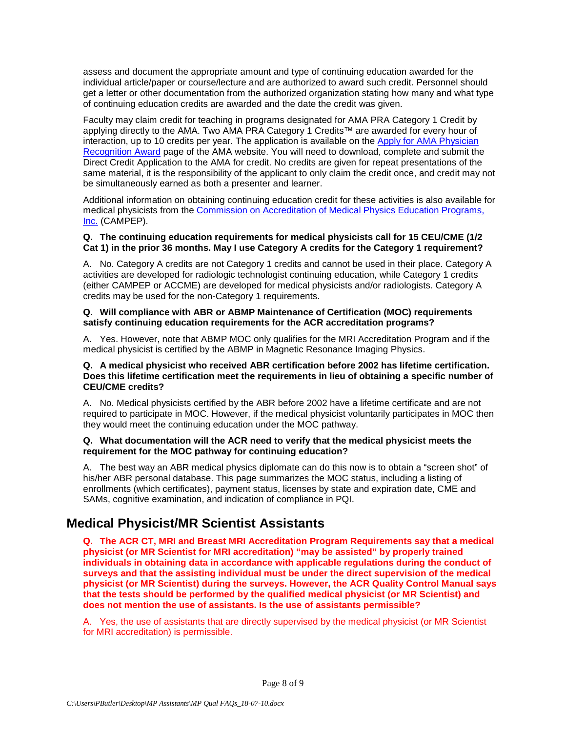assess and document the appropriate amount and type of continuing education awarded for the individual article/paper or course/lecture and are authorized to award such credit. Personnel should get a letter or other documentation from the authorized organization stating how many and what type of continuing education credits are awarded and the date the credit was given.

Faculty may claim credit for teaching in programs designated for AMA PRA Category 1 Credit by applying directly to the AMA. Two AMA PRA Category 1 Credits™ are awarded for every hour of interaction, up to 10 credits per year. The application is available on the [Apply for AMA Physician Recognition Award](#) page of the AMA website. You will need to download, complete and submit the Direct Credit Application to the AMA for credit. No credits are given for repeat presentations of the same material, it is the responsibility of the applicant to only claim the credit once, and credit may not be simultaneously earned as both a presenter and learner.

Additional information on obtaining continuing education credit for these activities is also available for medical physicists from the [Commission on Accreditation of Medical Physics Education Programs, Inc.](#) (CAMPEP).

**Q. The continuing education requirements for medical physicists call for 15 CEU/CME (1/2 Cat 1) in the prior 36 months. May I use Category A credits for the Category 1 requirement?**

A. No. Category A credits are not Category 1 credits and cannot be used in their place. Category A activities are developed for radiologic technologist continuing education, while Category 1 credits (either CAMPEP or ACCME) are developed for medical physicists and/or radiologists. Category A credits may be used for the non-Category 1 requirements.

**Q. Will compliance with ABR or ABMP Maintenance of Certification (MOC) requirements satisfy continuing education requirements for the ACR accreditation programs?**

A. Yes. However, note that ABMP MOC only qualifies for the MRI Accreditation Program and if the medical physicist is certified by the ABMP in Magnetic Resonance Imaging Physics.

**Q. A medical physicist who received ABR certification before 2002 has lifetime certification. Does this lifetime certification meet the requirements in lieu of obtaining a specific number of CEU/CME credits?**

A. No. Medical physicists certified by the ABR before 2002 have a lifetime certificate and are not required to participate in MOC. However, if the medical physicist voluntarily participates in MOC then they would meet the continuing education under the MOC pathway.

**Q. What documentation will the ACR need to verify that the medical physicist meets the requirement for the MOC pathway for continuing education?**

A. The best way an ABR medical physics diplomate can do this now is to obtain a "screen shot" of his/her ABR personal database. This page summarizes the MOC status, including a listing of enrollments (which certificates), payment status, licenses by state and expiration date, CME and SAMs, cognitive examination, and indication of compliance in PQI.

## Medical Physicist/MR Scientist Assistants

**Q. The ACR CT, MRI and Breast MRI Accreditation Program Requirements say that a medical physicist (or MR Scientist for MRI accreditation) "may be assisted" by properly trained individuals in obtaining data in accordance with applicable regulations during the conduct of surveys and that the assisting individual must be under the direct supervision of the medical physicist (or MR Scientist) during the surveys. However, the ACR Quality Control Manual says that the tests should be performed by the qualified medical physicist (or MR Scientist) and does not mention the use of assistants. Is the use of assistants permissible?**

A. Yes, the use of assistants that are directly supervised by the medical physicist (or MR Scientist for MRI accreditation) is permissible.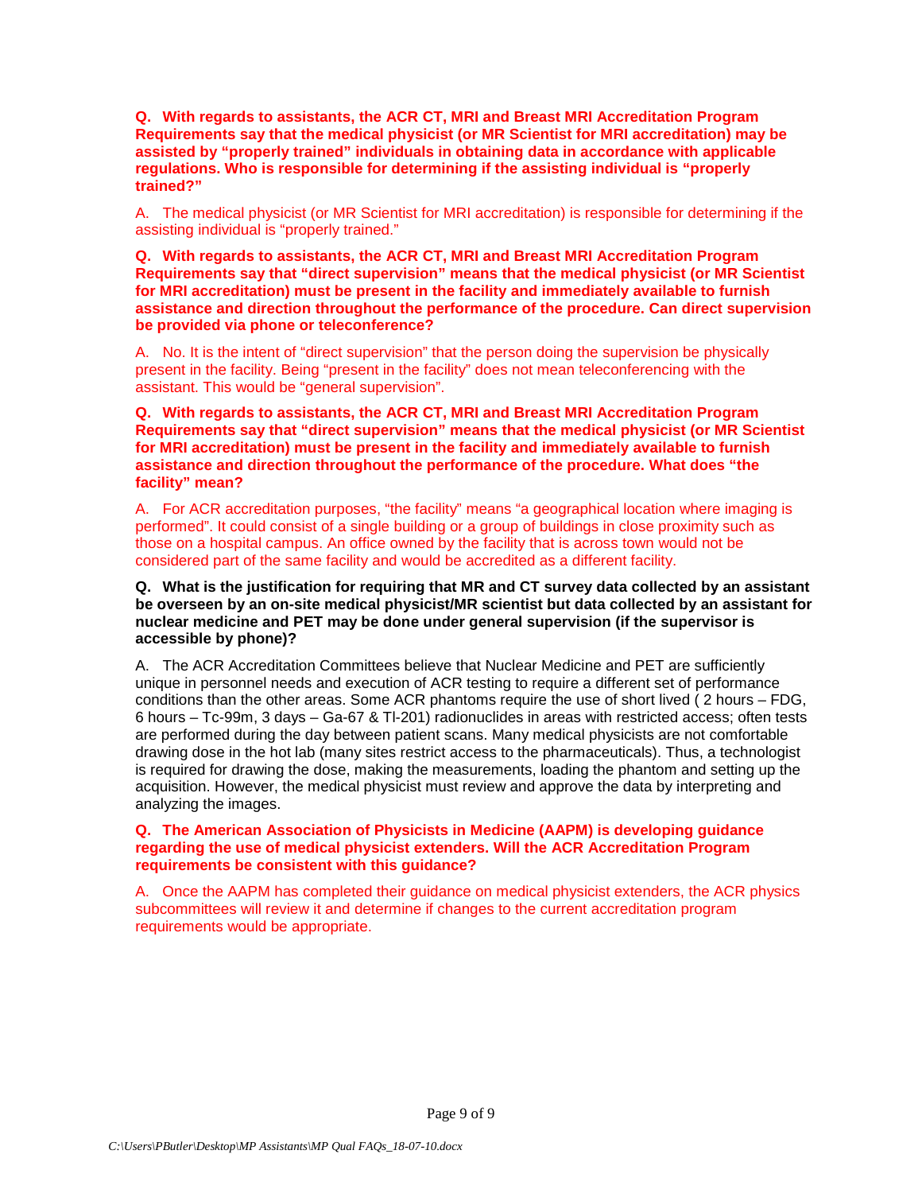**Q. With regards to assistants, the ACR CT, MRI and Breast MRI Accreditation Program Requirements say that the medical physicist (or MR Scientist for MRI accreditation) may be assisted by "properly trained" individuals in obtaining data in accordance with applicable regulations. Who is responsible for determining if the assisting individual is "properly trained?"**

A. The medical physicist (or MR Scientist for MRI accreditation) is responsible for determining if the assisting individual is "properly trained."

**Q. With regards to assistants, the ACR CT, MRI and Breast MRI Accreditation Program Requirements say that "direct supervision" means that the medical physicist (or MR Scientist for MRI accreditation) must be present in the facility and immediately available to furnish assistance and direction throughout the performance of the procedure. Can direct supervision be provided via phone or teleconference?**

A. No. It is the intent of "direct supervision" that the person doing the supervision be physically present in the facility. Being "present in the facility" does not mean teleconferencing with the assistant. This would be "general supervision".

**Q. With regards to assistants, the ACR CT, MRI and Breast MRI Accreditation Program Requirements say that "direct supervision" means that the medical physicist (or MR Scientist for MRI accreditation) must be present in the facility and immediately available to furnish assistance and direction throughout the performance of the procedure. What does "the facility" mean?**

A. For ACR accreditation purposes, "the facility" means "a geographical location where imaging is performed". It could consist of a single building or a group of buildings in close proximity such as those on a hospital campus. An office owned by the facility that is across town would not be considered part of the same facility and would be accredited as a different facility.

**Q. What is the justification for requiring that MR and CT survey data collected by an assistant be overseen by an on-site medical physicist/MR scientist but data collected by an assistant for nuclear medicine and PET may be done under general supervision (if the supervisor is accessible by phone)?**

A. The ACR Accreditation Committees believe that Nuclear Medicine and PET are sufficiently unique in personnel needs and execution of ACR testing to require a different set of performance conditions than the other areas. Some ACR phantoms require the use of short lived ( 2 hours – FDG, 6 hours – Tc-99m, 3 days – Ga-67 & Tl-201) radionuclides in areas with restricted access; often tests are performed during the day between patient scans. Many medical physicists are not comfortable drawing dose in the hot lab (many sites restrict access to the pharmaceuticals). Thus, a technologist is required for drawing the dose, making the measurements, loading the phantom and setting up the acquisition. However, the medical physicist must review and approve the data by interpreting and analyzing the images.

**Q. The American Association of Physicists in Medicine (AAPM) is developing guidance regarding the use of medical physicist extenders. Will the ACR Accreditation Program requirements be consistent with this guidance?**

A. Once the AAPM has completed their guidance on medical physicist extenders, the ACR physics subcommittees will review it and determine if changes to the current accreditation program requirements would be appropriate.